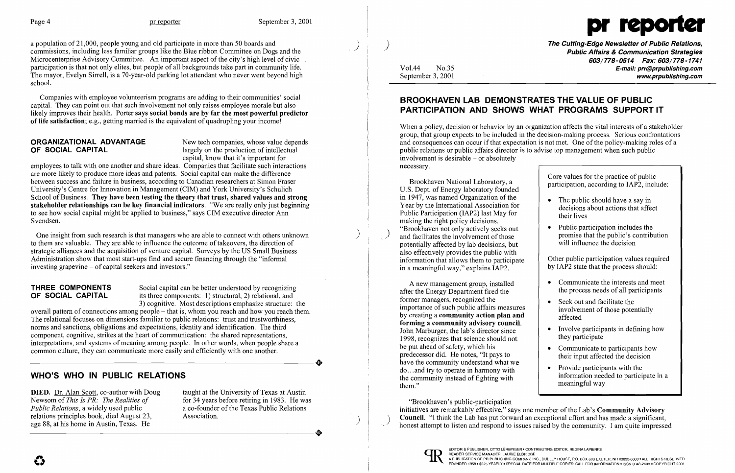a population of 21,000, people young and old participate in more than 50 boards and commissions, including less familiar groups like the Blue ribbon Committee on Dogs and the Microcenterprise Advisory Committee. An important aspect of the city's high level of civic participation is that not only elites, but people of all backgrounds take part in community life. The mayor, Evelyn Sirrell, is a 70-year-old parking lot attendant who never went beyond high school.

Companies with employee volunteerism programs are adding to their communities' social capital. They can point out that such involvement not only raises employee morale but also likely improves their health. Porter **says social bonds are by far the most powerful predictor of life satisfaction**; e.g., getting married is the equivalent of quadrupling your income!

## ORGANIZATIONAL ADVANTAGE OF SOCIAL CAPITAL

New tech companies, whose value depends largely on the production of intellectual capital, know that it's important for employees to talk with one another and share ideas. Companies that facilitate such interactions are more likely to produce more ideas and patents. Social capital can make the difference between success and failure in business, according to Canadian researchers at Simon Fraser University's Centre for Innovation in Management (CIM) and York University's Schulich School of Business. **They have been testing the theory that trust, shared values and strong stakeholder relationships can be key financial indicators**. "We are really only just beginning to see how social capital might be applied to business," says CIM executive director Ann Svendsen.

One insight from such research is that managers who are able to connect with others unknown to them are valuable. They are able to influence the outcome of takeovers, the direction of strategic alliances and the acquisition of venture capital. Surveys by the US Small Business Administration show that most start-ups find and secure financing through the "informal investing grapevine – of capital seekers and investors."

## THREE COMPONENTS OF SOCIAL CAPITAL

Social capital can be better understood by recognizing its three components: 1) structural, 2) relational, and 3) cognitive. Most descriptions emphasize structure: the overall pattern of connections among people – that is, whom you reach and how you reach them. The relational focuses on dimensions familiar to public relations: trust and trustworthiness, norms and sanctions, obligations and expectations, identity and identification. The third component, cognitive, strikes at the heart of communication: the shared representations, interpretations, and systems of meaning among people. In other words, when people share a common culture, they can communicate more easily and efficiently with one another.

## WHO'S WHO IN PUBLIC RELATIONS

**DIED.** Dr. Alan Scott, co-author with Doug Newsom of *This Is PR: The Realities of Public Relations*, a widely used public relations principles book, died August 23, age 88, at his home in Austin, Texas. He taught at the University of Texas at Austin for 34 years before retiring in 1983. He was a co-founder of the Texas Public Relations Association.

# pr reporter

**The Cutting-Edge Newsletter of Public Relations, Public Affairs & Communication Strategies**
603/778-0514 Fax: 603/778-1741
E-mail: prr@prpublishing.com
www.prpublishing.com

Vol.44 No.35
September 3, 2001

## BROOKHAVEN LAB DEMONSTRATES THE VALUE OF PUBLIC PARTICIPATION AND SHOWS WHAT PROGRAMS SUPPORT IT

When a policy, decision or behavior by an organization affects the vital interests of a stakeholder group, that group expects to be included in the decision-making process. Serious confrontations and consequences can occur if that expectation is not met. One of the policy-making roles of a public relations or public affairs director is to advise top management when such public involvement is desirable – or absolutely necessary.

Brookhaven National Laboratory, a U.S. Dept. of Energy laboratory founded in 1947, was named Organization of the Year by the International Association for Public Participation (IAP2) last May for making the right policy decisions. "Brookhaven not only actively seeks out and facilitates the involvement of those potentially affected by lab decisions, but also effectively provides the public with information that allows them to participate in a meaningful way," explains IAP2.

A new management group, installed after the Energy Department fired the former managers, recognized the importance of such public affairs measures by creating a **community action plan and forming a community advisory council**. John Marburger, the lab's director since 1998, recognizes that science should not be put ahead of safety, which his predecessor did. He notes, "It pays to have the community understand what we do...and try to operate in harmony with the community instead of fighting with them."

> Core values for the practice of public participation, according to IAP2, include:
>
> - The public should have a say in decisions about actions that affect their lives
> - Public participation includes the promise that the public's contribution will influence the decision
>
> Other public participation values required by IAP2 state that the process should:
>
> - Communicate the interests and meet the process needs of all participants
> - Seek out and facilitate the involvement of those potentially affected
> - Involve participants in defining how they participate
> - Communicate to participants how their input affected the decision
> - Provide participants with the information needed to participate in a meaningful way

"Brookhaven's public-participation initiatives are remarkably effective," says one member of the Lab's **Community Advisory Council**. "I think the Lab has put forward an exceptional effort and has made a significant, honest attempt to listen and respond to issues raised by the community. I am quite impressed

EDITOR & PUBLISHER, OTTO LERBINGER • CONTRIBUTING EDITOR, REGINA LAPIERRE
READER SERVICE MANAGER, LAURIE ELDRIDGE
A PUBLICATION OF PR PUBLISHING COMPANY, INC., DUDLEY HOUSE, P.O. BOX 600 EXETER, NH 03833-0600 • ALL RIGHTS RESERVED
FOUNDED 1958 • $225 YEARLY • SPECIAL RATE FOR MULTIPLE COPIES: CALL FOR INFORMATION • ISSN 0048-2609 • COPYRIGHT 2001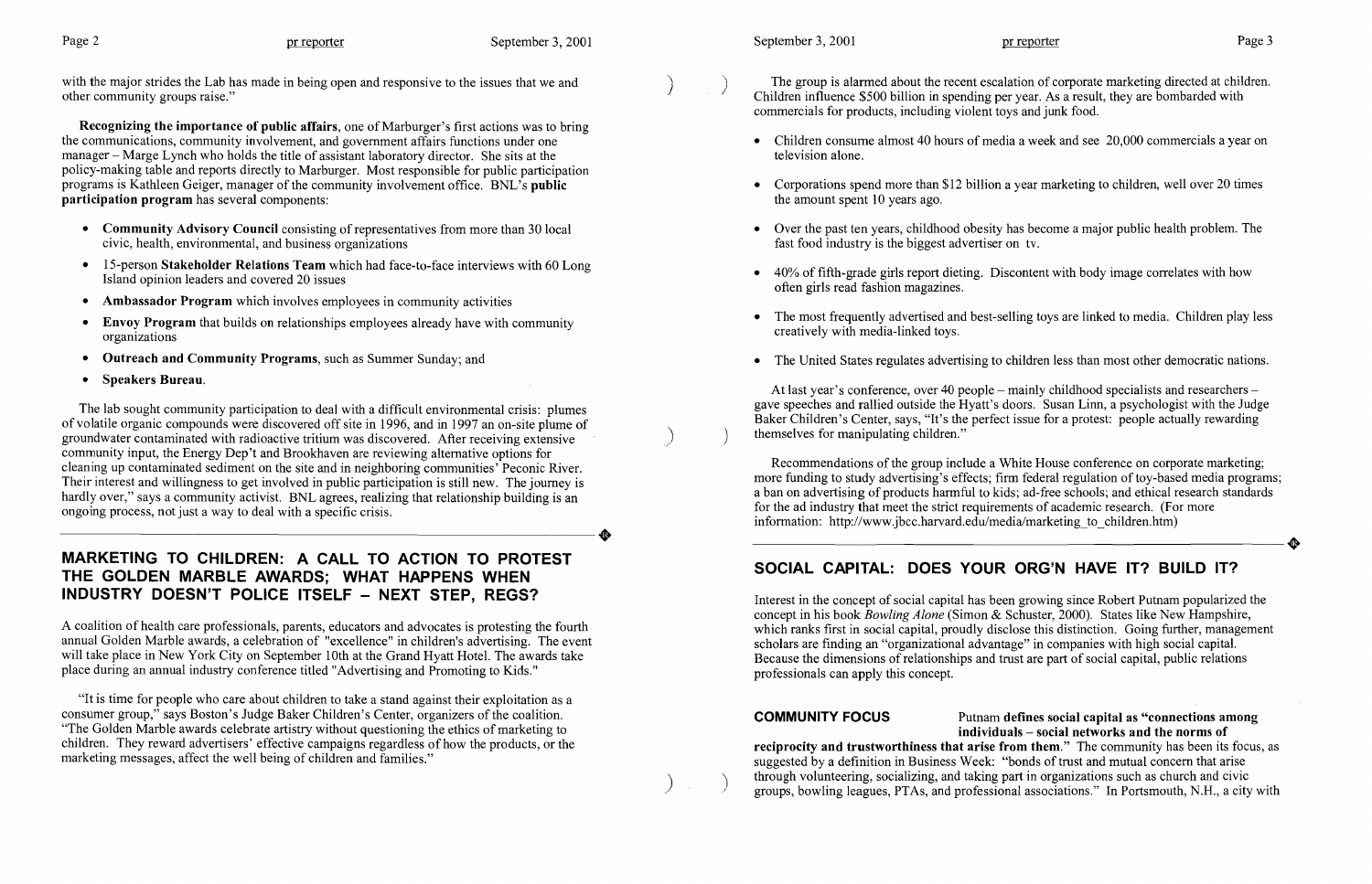with the major strides the Lab has made in being open and responsive to the issues that we and other community groups raise."

**Recognizing the importance of public affairs**, one of Marburger's first actions was to bring the communications, community involvement, and government affairs functions under one manager – Marge Lynch who holds the title of assistant laboratory director. She sits at the policy-making table and reports directly to Marburger. Most responsible for public participation programs is Kathleen Geiger, manager of the community involvement office. BNL's **public participation program** has several components:

- **Community Advisory Council** consisting of representatives from more than 30 local civic, health, environmental, and business organizations
- 15-person **Stakeholder Relations Team** which had face-to-face interviews with 60 Long Island opinion leaders and covered 20 issues
- **Ambassador Program** which involves employees in community activities
- **Envoy Program** that builds on relationships employees already have with community organizations
- **Outreach and Community Programs**, such as Summer Sunday; and
- **Speakers Bureau.**

The lab sought community participation to deal with a difficult environmental crisis: plumes of volatile organic compounds were discovered off site in 1996, and in 1997 an on-site plume of groundwater contaminated with radioactive tritium was discovered. After receiving extensive community input, the Energy Dep't and Brookhaven are reviewing alternative options for cleaning up contaminated sediment on the site and in neighboring communities' Peconic River. Their interest and willingness to get involved in public participation is still new. The journey is hardly over," says a community activist. BNL agrees, realizing that relationship building is an ongoing process, not just a way to deal with a specific crisis.

## MARKETING TO CHILDREN: A CALL TO ACTION TO PROTEST THE GOLDEN MARBLE AWARDS; WHAT HAPPENS WHEN INDUSTRY DOESN'T POLICE ITSELF – NEXT STEP, REGS?

A coalition of health care professionals, parents, educators and advocates is protesting the fourth annual Golden Marble awards, a celebration of "excellence" in children's advertising. The event will take place in New York City on September 10th at the Grand Hyatt Hotel. The awards take place during an annual industry conference titled "Advertising and Promoting to Kids."

"It is time for people who care about children to take a stand against their exploitation as a consumer group," says Boston's Judge Baker Children's Center, organizers of the coalition. "The Golden Marble awards celebrate artistry without questioning the ethics of marketing to children. They reward advertisers' effective campaigns regardless of how the products, or the marketing messages, affect the well being of children and families."

The group is alarmed about the recent escalation of corporate marketing directed at children. Children influence $500 billion in spending per year. As a result, they are bombarded with commercials for products, including violent toys and junk food.

- Children consume almost 40 hours of media a week and see 20,000 commercials a year on television alone.
- Corporations spend more than $12 billion a year marketing to children, well over 20 times the amount spent 10 years ago.
- Over the past ten years, childhood obesity has become a major public health problem. The fast food industry is the biggest advertiser on tv.
- 40% of fifth-grade girls report dieting. Discontent with body image correlates with how often girls read fashion magazines.
- The most frequently advertised and best-selling toys are linked to media. Children play less creatively with media-linked toys.
- The United States regulates advertising to children less than most other democratic nations.

At last year's conference, over 40 people – mainly childhood specialists and researchers – gave speeches and rallied outside the Hyatt's doors. Susan Linn, a psychologist with the Judge Baker Children's Center, says, "It's the perfect issue for a protest: people actually rewarding themselves for manipulating children."

Recommendations of the group include a White House conference on corporate marketing; more funding to study advertising's effects; firm federal regulation of toy-based media programs; a ban on advertising of products harmful to kids; ad-free schools; and ethical research standards for the ad industry that meet the strict requirements of academic research. (For more information: http://www.jbcc.harvard.edu/media/marketing_to_children.htm)

## SOCIAL CAPITAL: DOES YOUR ORG'N HAVE IT? BUILD IT?

Interest in the concept of social capital has been growing since Robert Putnam popularized the concept in his book *Bowling Alone* (Simon & Schuster, 2000). States like New Hampshire, which ranks first in social capital, proudly disclose this distinction. Going further, management scholars are finding an "organizational advantage" in companies with high social capital. Because the dimensions of relationships and trust are part of social capital, public relations professionals can apply this concept.

**COMMUNITY FOCUS** Putnam **defines social capital as "connections among individuals – social networks and the norms of reciprocity and trustworthiness that arise from them."** The community has been its focus, as suggested by a definition in Business Week: "bonds of trust and mutual concern that arise through volunteering, socializing, and taking part in organizations such as church and civic groups, bowling leagues, PTAs, and professional associations." In Portsmouth, N.H., a city with